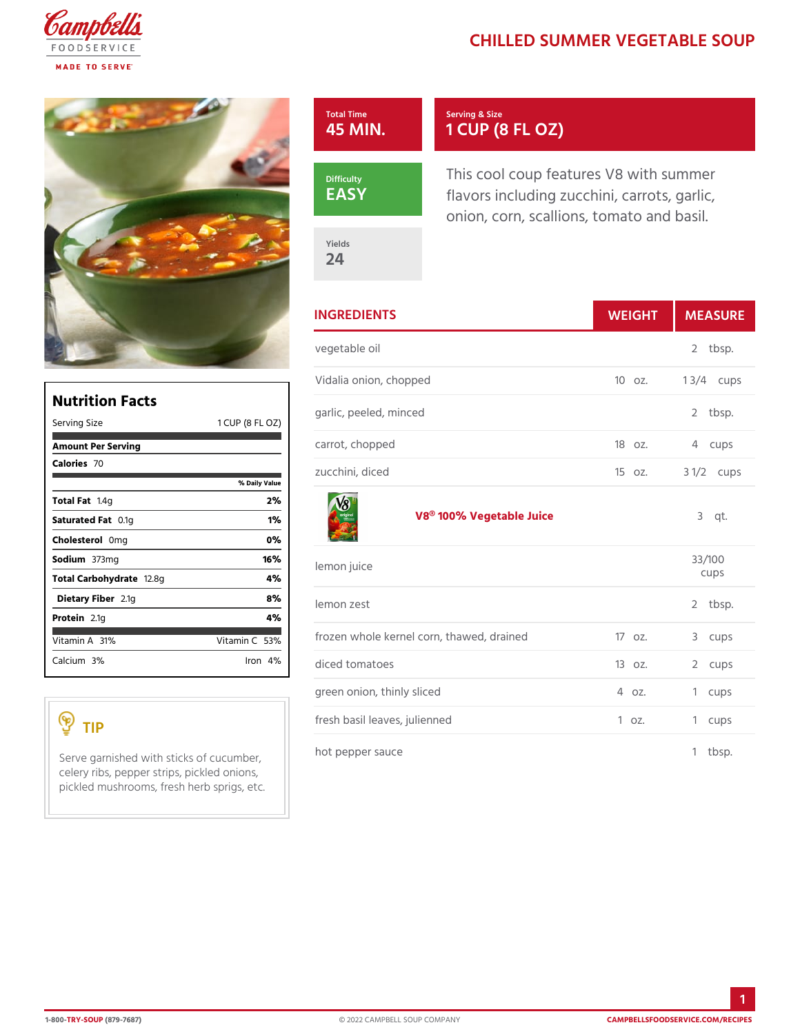# CHILLED SUMMER VEGETABLE SOUP

Total Time
**45 MIN.**

Serving & Size
**1 CUP (8 FL OZ)**

Difficulty
**EASY**

Yields
**24**

This cool coup features V8 with summer flavors including zucchini, carrots, garlic, onion, corn, scallions, tomato and basil.

## Nutrition Facts

Serving Size 1 CUP (8 FL OZ)

**Amount Per Serving**

**Calories** 70

| | % Daily Value |
|---|---|
| **Total Fat** 1.4g | **2%** |
| **Saturated Fat** 0.1g | **1%** |
| **Cholesterol** 0mg | **0%** |
| **Sodium** 373mg | **16%** |
| **Total Carbohydrate** 12.8g | **4%** |
| **Dietary Fiber** 2.1g | **8%** |
| **Protein** 2.1g | **4%** |

| | |
|---|---|
| Vitamin A 31% | Vitamin C 53% |
| Calcium 3% | Iron 4% |

### TIP

Serve garnished with sticks of cucumber, celery ribs, pepper strips, pickled onions, pickled mushrooms, fresh herb sprigs, etc.

## INGREDIENTS

| INGREDIENTS | WEIGHT | MEASURE |
|---|---|---|
| vegetable oil | | 2 tbsp. |
| Vidalia onion, chopped | 10 oz. | 1 3/4 cups |
| garlic, peeled, minced | | 2 tbsp. |
| carrot, chopped | 18 oz. | 4 cups |
| zucchini, diced | 15 oz. | 3 1/2 cups |
| **V8® 100% Vegetable Juice** | | 3 qt. |
| lemon juice | | 33/100 cups |
| lemon zest | | 2 tbsp. |
| frozen whole kernel corn, thawed, drained | 17 oz. | 3 cups |
| diced tomatoes | 13 oz. | 2 cups |
| green onion, thinly sliced | 4 oz. | 1 cups |
| fresh basil leaves, julienned | 1 oz. | 1 cups |
| hot pepper sauce | | 1 tbsp. |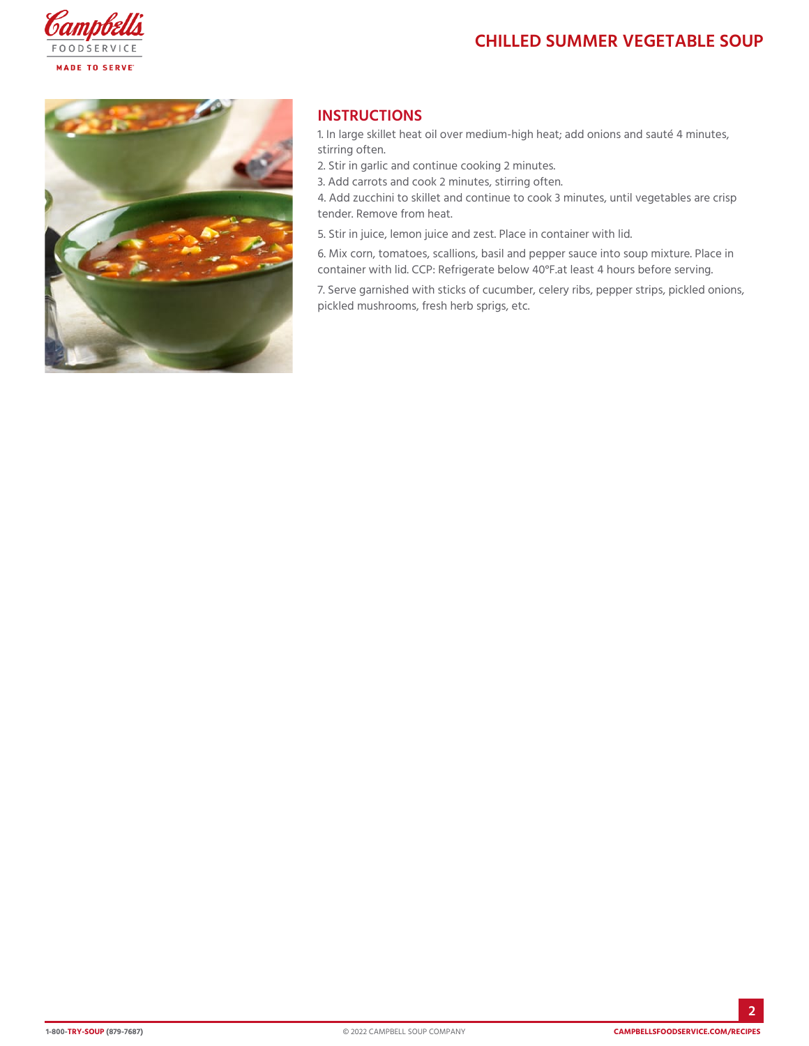## INSTRUCTIONS

1. In large skillet heat oil over medium-high heat; add onions and sauté 4 minutes, stirring often.
2. Stir in garlic and continue cooking 2 minutes.
3. Add carrots and cook 2 minutes, stirring often.
4. Add zucchini to skillet and continue to cook 3 minutes, until vegetables are crisp tender. Remove from heat.
5. Stir in juice, lemon juice and zest. Place in container with lid.
6. Mix corn, tomatoes, scallions, basil and pepper sauce into soup mixture. Place in container with lid. CCP: Refrigerate below 40°F.at least 4 hours before serving.
7. Serve garnished with sticks of cucumber, celery ribs, pepper strips, pickled onions, pickled mushrooms, fresh herb sprigs, etc.